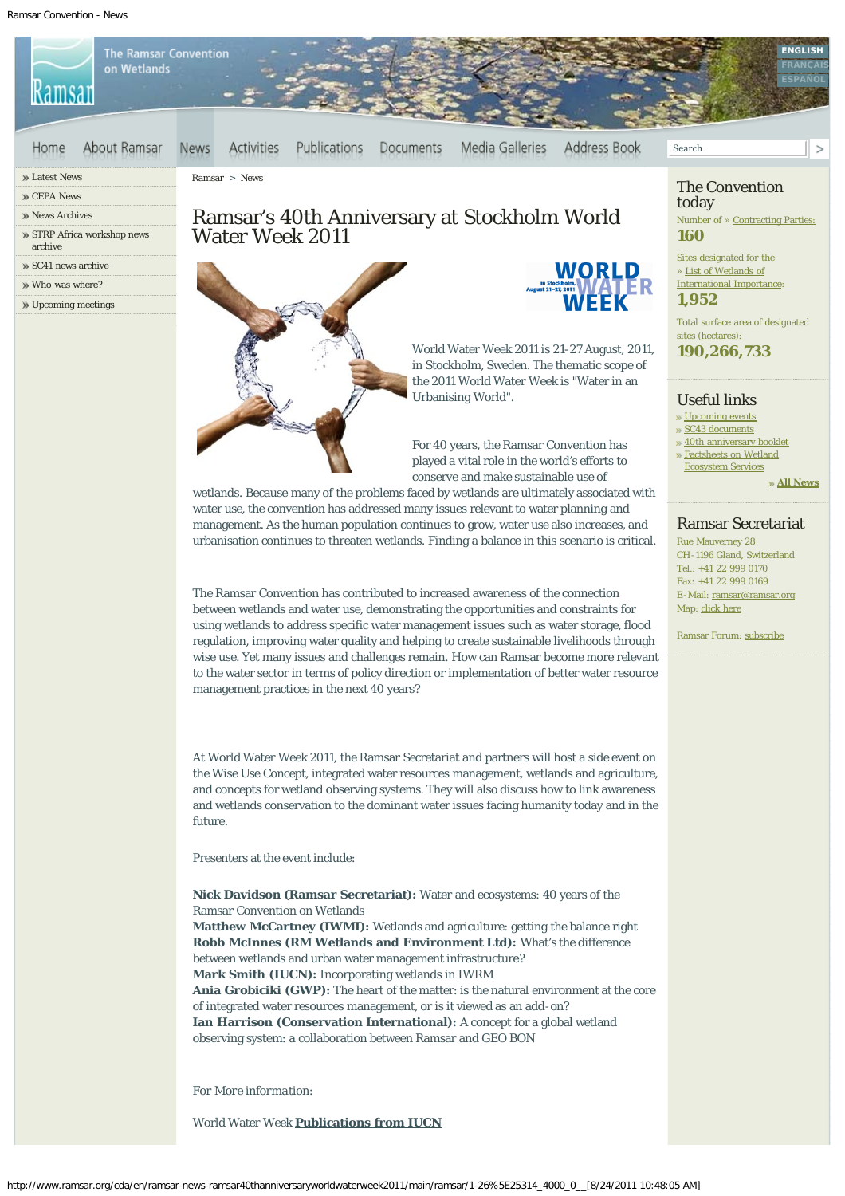The Ramsar Convention on Wetlands

ENGLISH
FRANÇAIS
ESPAÑOL

Home | About Ramsar | News | Activities | Publications | Documents | Media Galleries | Address Book

Search

- Latest News
- CEPA News
- News Archives
- STRP Africa workshop news archive
- SC41 news archive
- Who was where?
- Upcoming meetings

Ramsar > News

# Ramsar's 40th Anniversary at Stockholm World Water Week 2011

WORLD WATER WEEK in Stockholm, August 21–27, 2011

World Water Week 2011 is 21-27 August, 2011, in Stockholm, Sweden. The thematic scope of the 2011 World Water Week is "Water in an Urbanising World".

For 40 years, the Ramsar Convention has played a vital role in the world's efforts to conserve and make sustainable use of wetlands. Because many of the problems faced by wetlands are ultimately associated with water use, the convention has addressed many issues relevant to water planning and management. As the human population continues to grow, water use also increases, and urbanisation continues to threaten wetlands. Finding a balance in this scenario is critical.

The Ramsar Convention has contributed to increased awareness of the connection between wetlands and water use, demonstrating the opportunities and constraints for using wetlands to address specific water management issues such as water storage, flood regulation, improving water quality and helping to create sustainable livelihoods through wise use. Yet many issues and challenges remain. How can Ramsar become more relevant to the water sector in terms of policy direction or implementation of better water resource management practices in the next 40 years?

At World Water Week 2011, the Ramsar Secretariat and partners will host a side event on the Wise Use Concept, integrated water resources management, wetlands and agriculture, and concepts for wetland observing systems. They will also discuss how to link awareness and wetlands conservation to the dominant water issues facing humanity today and in the future.

Presenters at the event include:

**Nick Davidson (Ramsar Secretariat):** Water and ecosystems: 40 years of the Ramsar Convention on Wetlands
**Matthew McCartney (IWMI):** Wetlands and agriculture: getting the balance right
**Robb McInnes (RM Wetlands and Environment Ltd):** What's the difference between wetlands and urban water management infrastructure?
**Mark Smith (IUCN):** Incorporating wetlands in IWRM
**Ania Grobiciki (GWP):** The heart of the matter: is the natural environment at the core of integrated water resources management, or is it viewed as an add-on?
**Ian Harrison (Conservation International):** A concept for a global wetland observing system: a collaboration between Ramsar and GEO BON

*For More information:*

World Water Week **Publications from IUCN**

## The Convention today

Number of » Contracting Parties:
**160**

Sites designated for the » List of Wetlands of International Importance:
**1,952**

Total surface area of designated sites (hectares):
**190,266,733**

## Useful links

- Upcoming events
- SC43 documents
- 40th anniversary booklet
- Factsheets on Wetland Ecosystem Services

» **All News**

## Ramsar Secretariat

Rue Mauverney 28
CH-1196 Gland, Switzerland
Tel.: +41 22 999 0170
Fax: +41 22 999 0169
E-Mail: ramsar@ramsar.org
Map: click here

Ramsar Forum: subscribe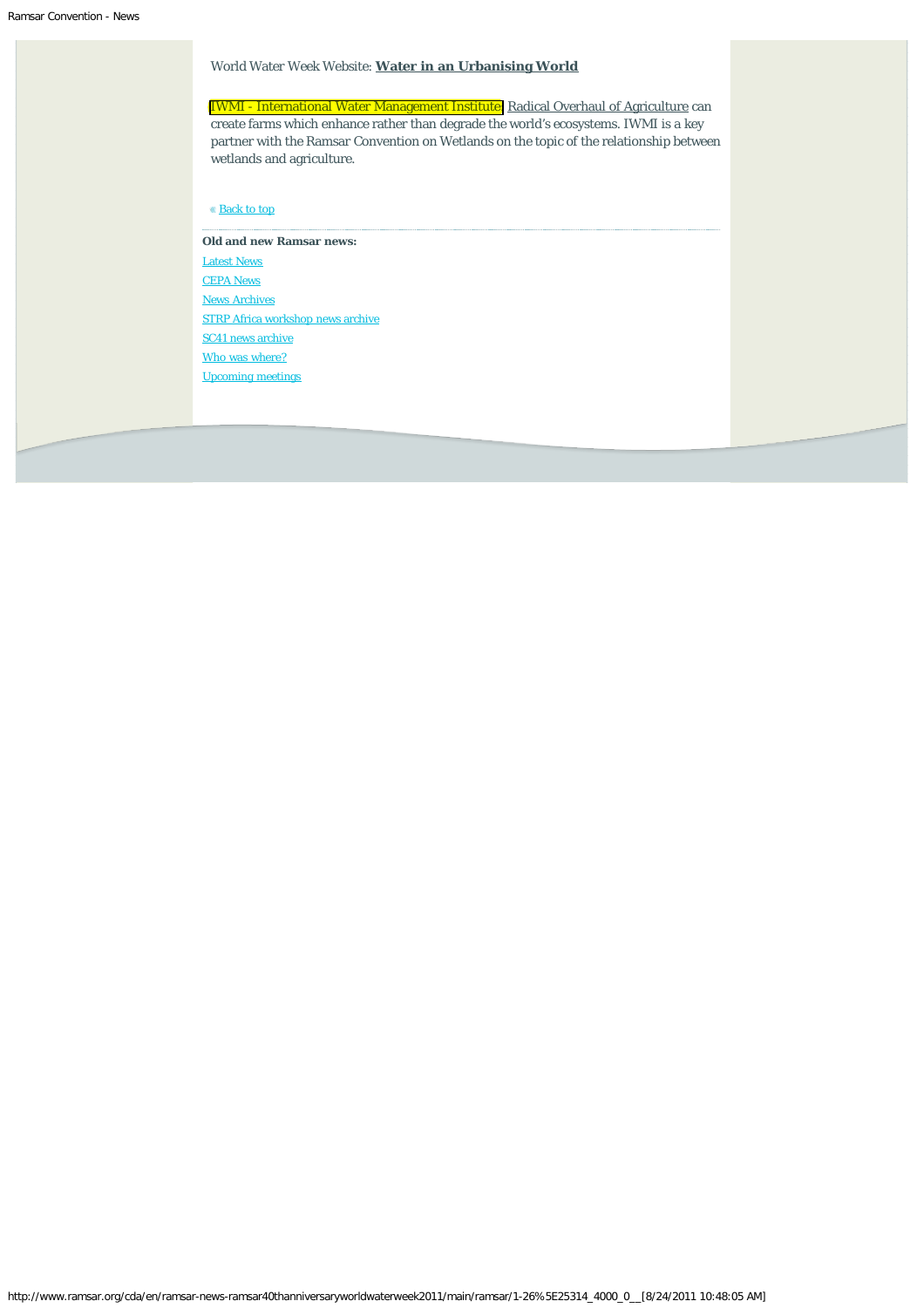World Water Week Website: **Water in an Urbanising World**

IWMI - International Water Management Institute: Radical Overhaul of Agriculture can create farms which enhance rather than degrade the world's ecosystems. IWMI is a key partner with the Ramsar Convention on Wetlands on the topic of the relationship between wetlands and agriculture.

Back to top

**Old and new Ramsar news:**

Latest News

CEPA News

News Archives

STRP Africa workshop news archive

SC41 news archive

Who was where?

Upcoming meetings